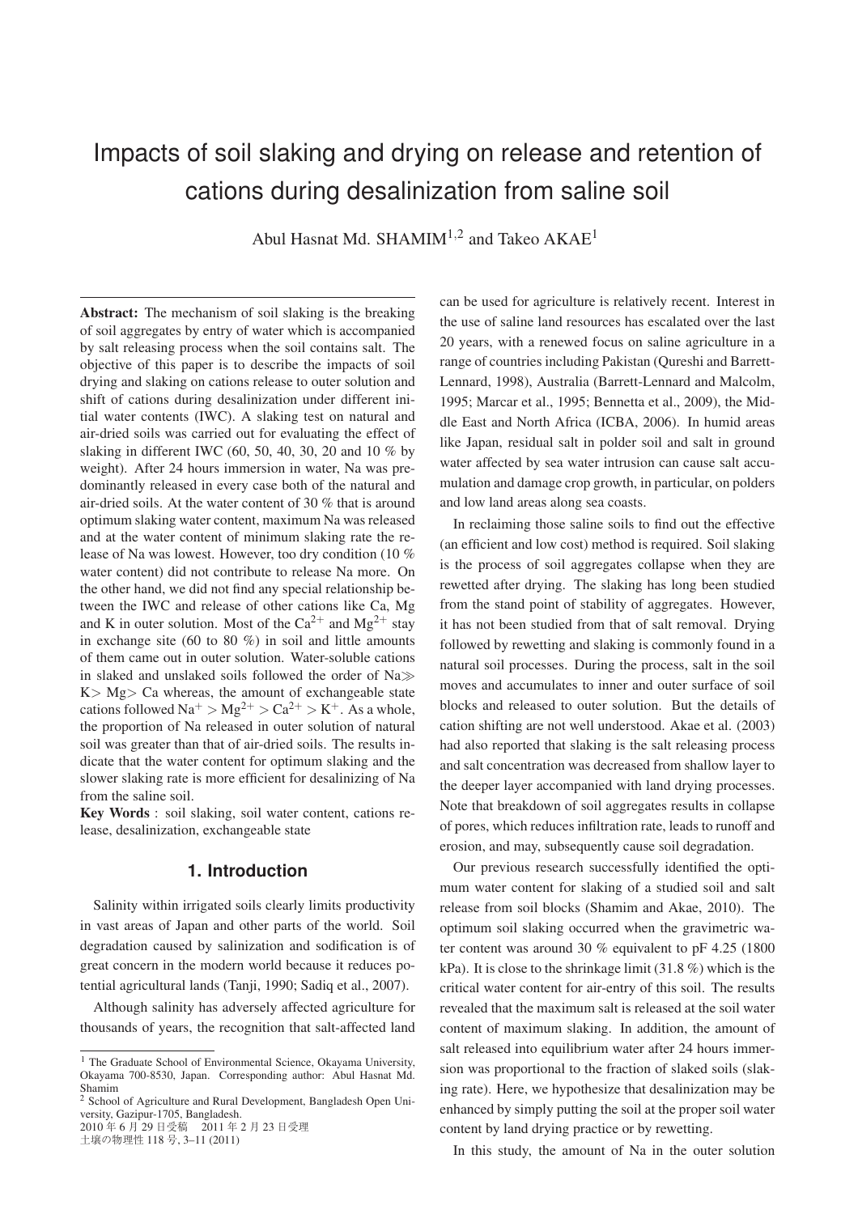# Impacts of soil slaking and drying on release and retention of cations during desalinization from saline soil

Abul Hasnat Md. SHAMIM[1,2] and Takeo AKAE[1]

**Abstract:** The mechanism of soil slaking is the breaking of soil aggregates by entry of water which is accompanied by salt releasing process when the soil contains salt. The objective of this paper is to describe the impacts of soil drying and slaking on cations release to outer solution and shift of cations during desalinization under different initial water contents (IWC). A slaking test on natural and air-dried soils was carried out for evaluating the effect of slaking in different IWC (60, 50, 40, 30, 20 and 10 % by weight). After 24 hours immersion in water, Na was predominantly released in every case both of the natural and air-dried soils. At the water content of 30 % that is around optimum slaking water content, maximum Na was released and at the water content of minimum slaking rate the release of Na was lowest. However, too dry condition (10 % water content) did not contribute to release Na more. On the other hand, we did not find any special relationship between the IWC and release of other cations like Ca, Mg and K in outer solution. Most of the $Ca^{2+}$ and $Mg^{2+}$ stay in exchange site (60 to 80 %) in soil and little amounts of them came out in outer solution. Water-soluble cations in slaked and unslaked soils followed the order of Na$\gg$ K$>$ Mg$>$ Ca whereas, the amount of exchangeable state cations followed $Na^+ > Mg^{2+} > Ca^{2+} > K^+$. As a whole, the proportion of Na released in outer solution of natural soil was greater than that of air-dried soils. The results indicate that the water content for optimum slaking and the slower slaking rate is more efficient for desalinizing of Na from the saline soil.

**Key Words** : soil slaking, soil water content, cations release, desalinization, exchangeable state

## 1. Introduction

Salinity within irrigated soils clearly limits productivity in vast areas of Japan and other parts of the world. Soil degradation caused by salinization and sodification is of great concern in the modern world because it reduces potential agricultural lands (Tanji, 1990; Sadiq et al., 2007).

Although salinity has adversely affected agriculture for thousands of years, the recognition that salt-affected land can be used for agriculture is relatively recent. Interest in the use of saline land resources has escalated over the last 20 years, with a renewed focus on saline agriculture in a range of countries including Pakistan (Qureshi and Barrett-Lennard, 1998), Australia (Barrett-Lennard and Malcolm, 1995; Marcar et al., 1995; Bennetta et al., 2009), the Middle East and North Africa (ICBA, 2006). In humid areas like Japan, residual salt in polder soil and salt in ground water affected by sea water intrusion can cause salt accumulation and damage crop growth, in particular, on polders and low land areas along sea coasts.

In reclaiming those saline soils to find out the effective (an efficient and low cost) method is required. Soil slaking is the process of soil aggregates collapse when they are rewetted after drying. The slaking has long been studied from the stand point of stability of aggregates. However, it has not been studied from that of salt removal. Drying followed by rewetting and slaking is commonly found in a natural soil processes. During the process, salt in the soil moves and accumulates to inner and outer surface of soil blocks and released to outer solution. But the details of cation shifting are not well understood. Akae et al. (2003) had also reported that slaking is the salt releasing process and salt concentration was decreased from shallow layer to the deeper layer accompanied with land drying processes. Note that breakdown of soil aggregates results in collapse of pores, which reduces infiltration rate, leads to runoff and erosion, and may, subsequently cause soil degradation.

Our previous research successfully identified the optimum water content for slaking of a studied soil and salt release from soil blocks (Shamim and Akae, 2010). The optimum soil slaking occurred when the gravimetric water content was around 30 % equivalent to pF 4.25 (1800 kPa). It is close to the shrinkage limit (31.8 %) which is the critical water content for air-entry of this soil. The results revealed that the maximum salt is released at the soil water content of maximum slaking. In addition, the amount of salt released into equilibrium water after 24 hours immersion was proportional to the fraction of slaked soils (slaking rate). Here, we hypothesize that desalinization may be enhanced by simply putting the soil at the proper soil water content by land drying practice or by rewetting.

In this study, the amount of Na in the outer solution

---

[1] The Graduate School of Environmental Science, Okayama University, Okayama 700-8530, Japan. Corresponding author: Abul Hasnat Md. Shamim

[2] School of Agriculture and Rural Development, Bangladesh Open University, Gazipur-1705, Bangladesh.

2010 年 6 月 29 日受稿　2011 年 2 月 23 日受理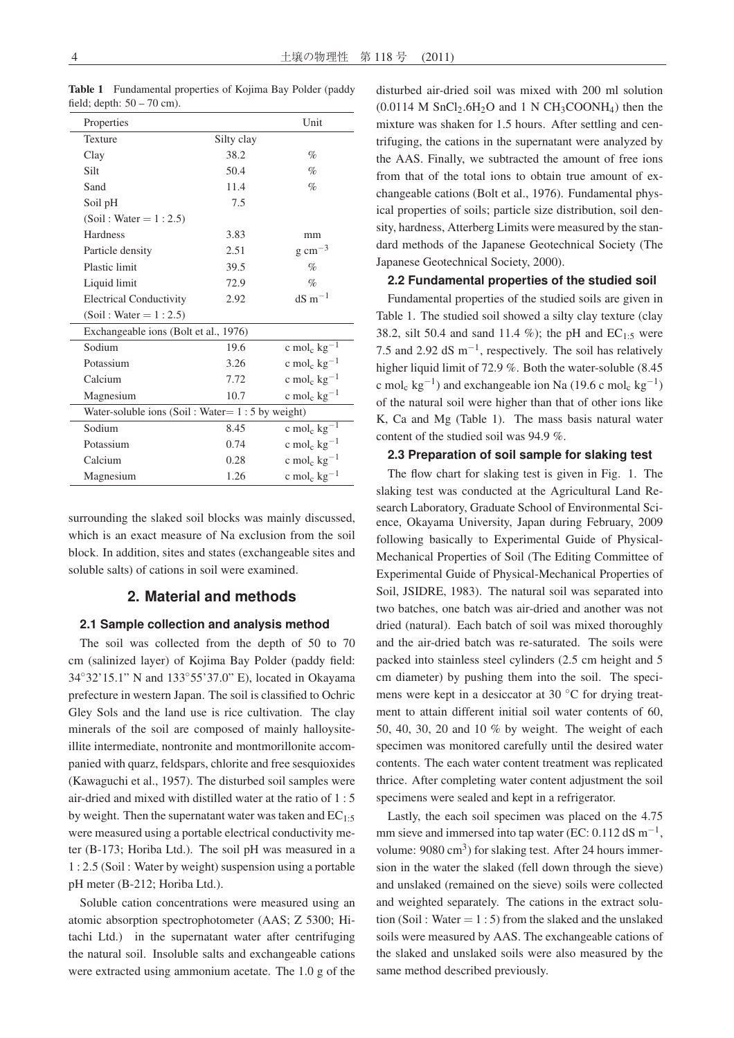**Table 1** Fundamental properties of Kojima Bay Polder (paddy field; depth: 50 – 70 cm).

| Properties | | Unit |
|---|---|---|
| Texture | Silty clay | |
| Clay | 38.2 | % |
| Silt | 50.4 | % |
| Sand | 11.4 | % |
| Soil pH (Soil : Water = 1 : 2.5) | 7.5 | |
| Hardness | 3.83 | mm |
| Particle density | 2.51 | g $cm^{-3}$ |
| Plastic limit | 39.5 | % |
| Liquid limit | 72.9 | % |
| Electrical Conductivity (Soil : Water = 1 : 2.5) | 2.92 | dS $m^{-1}$ |
| Exchangeable ions (Bolt et al., 1976) | | |
| Sodium | 19.6 | c $mol_c$ $kg^{-1}$ |
| Potassium | 3.26 | c $mol_c$ $kg^{-1}$ |
| Calcium | 7.72 | c $mol_c$ $kg^{-1}$ |
| Magnesium | 10.7 | c $mol_c$ $kg^{-1}$ |
| Water-soluble ions (Soil : Water= 1 : 5 by weight) | | |
| Sodium | 8.45 | c $mol_c$ $kg^{-1}$ |
| Potassium | 0.74 | c $mol_c$ $kg^{-1}$ |
| Calcium | 0.28 | c $mol_c$ $kg^{-1}$ |
| Magnesium | 1.26 | c $mol_c$ $kg^{-1}$ |

surrounding the slaked soil blocks was mainly discussed, which is an exact measure of Na exclusion from the soil block. In addition, sites and states (exchangeable sites and soluble salts) of cations in soil were examined.

## 2. Material and methods

### 2.1 Sample collection and analysis method

The soil was collected from the depth of 50 to 70 cm (salinized layer) of Kojima Bay Polder (paddy field: 34°32'15.1" N and 133°55'37.0" E), located in Okayama prefecture in western Japan. The soil is classified to Ochric Gley Sols and the land use is rice cultivation. The clay minerals of the soil are composed of mainly halloysite-illite intermediate, nontronite and montmorillonite accompanied with quarz, feldspars, chlorite and free sesquioxides (Kawaguchi et al., 1957). The disturbed soil samples were air-dried and mixed with distilled water at the ratio of 1 : 5 by weight. Then the supernatant water was taken and $EC_{1:5}$ were measured using a portable electrical conductivity meter (B-173; Horiba Ltd.). The soil pH was measured in a 1 : 2.5 (Soil : Water by weight) suspension using a portable pH meter (B-212; Horiba Ltd.).

Soluble cation concentrations were measured using an atomic absorption spectrophotometer (AAS; Z 5300; Hitachi Ltd.) in the supernatant water after centrifuging the natural soil. Insoluble salts and exchangeable cations were extracted using ammonium acetate. The 1.0 g of the disturbed air-dried soil was mixed with 200 ml solution (0.0114 M $SnCl_2.6H_2O$ and 1 N $CH_3COONH_4$) then the mixture was shaken for 1.5 hours. After settling and centrifuging, the cations in the supernatant were analyzed by the AAS. Finally, we subtracted the amount of free ions from that of the total ions to obtain true amount of exchangeable cations (Bolt et al., 1976). Fundamental physical properties of soils; particle size distribution, soil density, hardness, Atterberg Limits were measured by the standard methods of the Japanese Geotechnical Society (The Japanese Geotechnical Society, 2000).

### 2.2 Fundamental properties of the studied soil

Fundamental properties of the studied soils are given in Table 1. The studied soil showed a silty clay texture (clay 38.2, silt 50.4 and sand 11.4 %); the pH and $EC_{1:5}$ were 7.5 and 2.92 dS $m^{-1}$, respectively. The soil has relatively higher liquid limit of 72.9 %. Both the water-soluble (8.45 c $mol_c$ $kg^{-1}$) and exchangeable ion Na (19.6 c $mol_c$ $kg^{-1}$) of the natural soil were higher than that of other ions like K, Ca and Mg (Table 1). The mass basis natural water content of the studied soil was 94.9 %.

### 2.3 Preparation of soil sample for slaking test

The flow chart for slaking test is given in Fig. 1. The slaking test was conducted at the Agricultural Land Research Laboratory, Graduate School of Environmental Science, Okayama University, Japan during February, 2009 following basically to Experimental Guide of Physical-Mechanical Properties of Soil (The Editing Committee of Experimental Guide of Physical-Mechanical Properties of Soil, JSIDRE, 1983). The natural soil was separated into two batches, one batch was air-dried and another was not dried (natural). Each batch of soil was mixed thoroughly and the air-dried batch was re-saturated. The soils were packed into stainless steel cylinders (2.5 cm height and 5 cm diameter) by pushing them into the soil. The specimens were kept in a desiccator at 30 °C for drying treatment to attain different initial soil water contents of 60, 50, 40, 30, 20 and 10 % by weight. The weight of each specimen was monitored carefully until the desired water contents. The each water content treatment was replicated thrice. After completing water content adjustment the soil specimens were sealed and kept in a refrigerator.

Lastly, the each soil specimen was placed on the 4.75 mm sieve and immersed into tap water (EC: 0.112 dS $m^{-1}$, volume: 9080 $cm^3$) for slaking test. After 24 hours immersion in the water the slaked (fell down through the sieve) and unslaked (remained on the sieve) soils were collected and weighted separately. The cations in the extract solution (Soil : Water = 1 : 5) from the slaked and the unslaked soils were measured by AAS. The exchangeable cations of the slaked and unslaked soils were also measured by the same method described previously.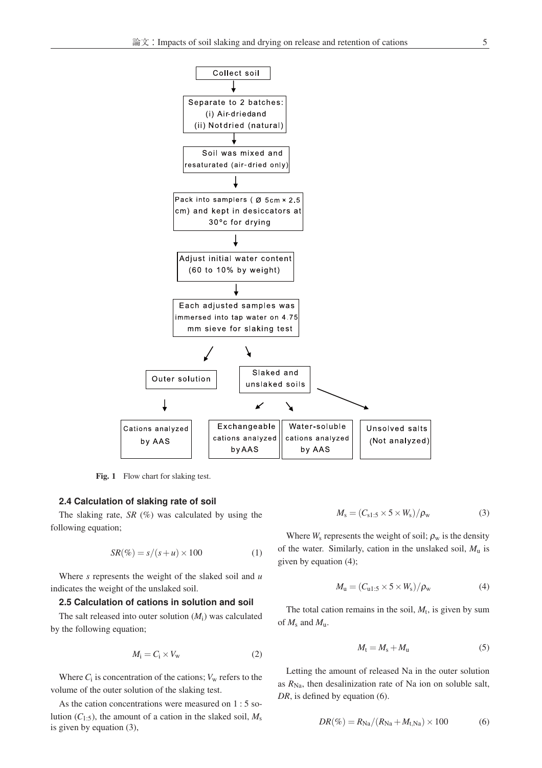Collect soil

↓

Separate to 2 batches:
(i) Air-driedand
(ii) Notdried (natural)

↓

Soil was mixed and resaturated (air-dried only)

↓

Pack into samplers ( Ø 5cm × 2.5 cm) and kept in desiccators at 30°c for drying

↓

Adjust initial water content (60 to 10% by weight)

↓

Each adjusted samples was immersed into tap water on 4.75 mm sieve for slaking test

↙ ↘

Outer solution → Cations analyzed by AAS

Slaked and unslaked soils → Exchangeable cations analyzed byAAS; Water-soluble cations analyzed by AAS; Unsolved salts (Not analyzed)

**Fig. 1** Flow chart for slaking test.

### 2.4 Calculation of slaking rate of soil

The slaking rate, *SR* (%) was calculated by using the following equation;

$$SR(\%) = s/(s+u) \times 100 \tag{1}$$

Where *s* represents the weight of the slaked soil and *u* indicates the weight of the unslaked soil.

### 2.5 Calculation of cations in solution and soil

The salt released into outer solution ($M_i$) was calculated by the following equation;

$$M_i = C_i \times V_w \tag{2}$$

Where $C_i$ is concentration of the cations; $V_w$ refers to the volume of the outer solution of the slaking test.

As the cation concentrations were measured on 1 : 5 solution ($C_{1:5}$), the amount of a cation in the slaked soil, $M_s$ is given by equation (3),

$$M_s = (C_{s1:5} \times 5 \times W_s)/\rho_w \tag{3}$$

Where $W_s$ represents the weight of soil; $\rho_w$ is the density of the water. Similarly, cation in the unslaked soil, $M_u$ is given by equation (4);

$$M_u = (C_{u1:5} \times 5 \times W_s)/\rho_w \tag{4}$$

The total cation remains in the soil, $M_t$, is given by sum of $M_s$ and $M_u$.

$$M_t = M_s + M_u \tag{5}$$

Letting the amount of released Na in the outer solution as $R_{Na}$, then desalinization rate of Na ion on soluble salt, *DR*, is defined by equation (6).

$$DR(\%) = R_{Na}/(R_{Na} + M_{t,Na}) \times 100 \tag{6}$$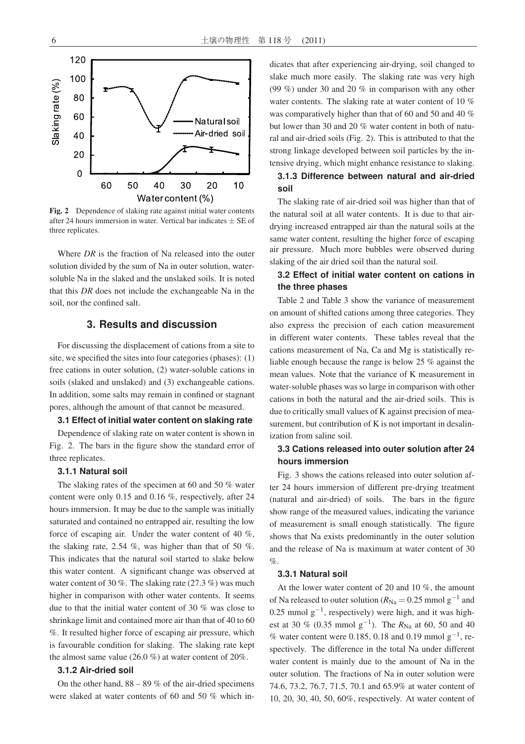Fig. 2 Dependence of slaking rate against initial water contents after 24 hours immersion in water. Vertical bar indicates ± SE of three replicates.

Where *DR* is the fraction of Na released into the outer solution divided by the sum of Na in outer solution, water-soluble Na in the slaked and the unslaked soils. It is noted that this *DR* does not include the exchangeable Na in the soil, nor the confined salt.

## 3. Results and discussion

For discussing the displacement of cations from a site to site, we specified the sites into four categories (phases): (1) free cations in outer solution, (2) water-soluble cations in soils (slaked and unslaked) and (3) exchangeable cations. In addition, some salts may remain in confined or stagnant pores, although the amount of that cannot be measured.

### 3.1 Effect of initial water content on slaking rate

Dependence of slaking rate on water content is shown in Fig. 2. The bars in the figure show the standard error of three replicates.

#### 3.1.1 Natural soil

The slaking rates of the specimen at 60 and 50 % water content were only 0.15 and 0.16 %, respectively, after 24 hours immersion. It may be due to the sample was initially saturated and contained no entrapped air, resulting the low force of escaping air. Under the water content of 40 %, the slaking rate, 2.54 %, was higher than that of 50 %. This indicates that the natural soil started to slake below this water content. A significant change was observed at water content of 30 %. The slaking rate (27.3 %) was much higher in comparison with other water contents. It seems due to that the initial water content of 30 % was close to shrinkage limit and contained more air than that of 40 to 60 %. It resulted higher force of escaping air pressure, which is favourable condition for slaking. The slaking rate kept the almost same value (26.0 %) at water content of 20%.

#### 3.1.2 Air-dried soil

On the other hand, 88 – 89 % of the air-dried specimens were slaked at water contents of 60 and 50 % which indicates that after experiencing air-drying, soil changed to slake much more easily. The slaking rate was very high (99 %) under 30 and 20 % in comparison with any other water contents. The slaking rate at water content of 10 % was comparatively higher than that of 60 and 50 and 40 % but lower than 30 and 20 % water content in both of natural and air-dried soils (Fig. 2). This is attributed to that the strong linkage developed between soil particles by the intensive drying, which might enhance resistance to slaking.

#### 3.1.3 Difference between natural and air-dried soil

The slaking rate of air-dried soil was higher than that of the natural soil at all water contents. It is due to that air-drying increased entrapped air than the natural soils at the same water content, resulting the higher force of escaping air pressure. Much more bubbles were observed during slaking of the air dried soil than the natural soil.

### 3.2 Effect of initial water content on cations in the three phases

Table 2 and Table 3 show the variance of measurement on amount of shifted cations among three categories. They also express the precision of each cation measurement in different water contents. These tables reveal that the cations measurement of Na, Ca and Mg is statistically reliable enough because the range is below 25 % against the mean values. Note that the variance of K measurement in water-soluble phases was so large in comparison with other cations in both the natural and the air-dried soils. This is due to critically small values of K against precision of measurement, but contribution of K is not important in desalinization from saline soil.

### 3.3 Cations released into outer solution after 24 hours immersion

Fig. 3 shows the cations released into outer solution after 24 hours immersion of different pre-drying treatment (natural and air-dried) of soils. The bars in the figure show range of the measured values, indicating the variance of measurement is small enough statistically. The figure shows that Na exists predominantly in the outer solution and the release of Na is maximum at water content of 30 %.

#### 3.3.1 Natural soil

At the lower water content of 20 and 10 %, the amount of Na released to outer solution ($R_{Na} = 0.25$ mmol g$^{-1}$ and 0.25 mmol g$^{-1}$, respectively) were high, and it was highest at 30 % (0.35 mmol g$^{-1}$). The $R_{Na}$ at 60, 50 and 40 % water content were 0.185, 0.18 and 0.19 mmol g$^{-1}$, respectively. The difference in the total Na under different water content is mainly due to the amount of Na in the outer solution. The fractions of Na in outer solution were 74.6, 73.2, 76.7, 71.5, 70.1 and 65.9% at water content of 10, 20, 30, 40, 50, 60%, respectively. At water content of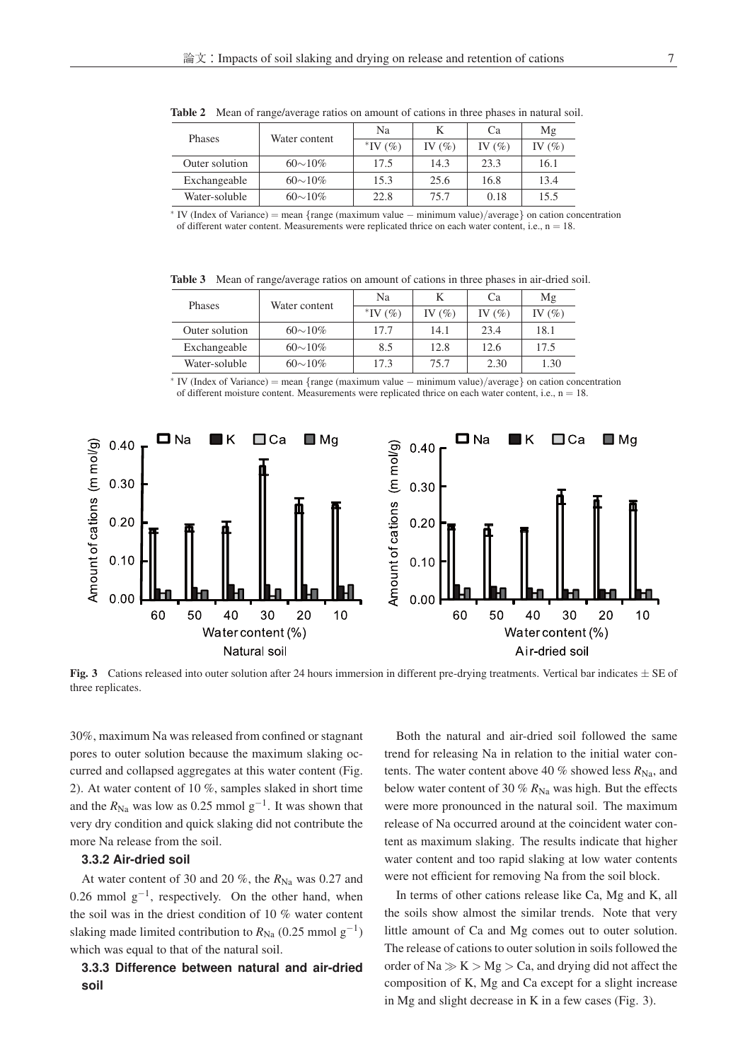**Table 2** Mean of range/average ratios on amount of cations in three phases in natural soil.

| Phases | Water content | Na | K | Ca | Mg |
|---|---|---|---|---|---|
| | | *IV (%) | IV (%) | IV (%) | IV (%) |
| Outer solution | 60∼10% | 17.5 | 14.3 | 23.3 | 16.1 |
| Exchangeable | 60∼10% | 15.3 | 25.6 | 16.8 | 13.4 |
| Water-soluble | 60∼10% | 22.8 | 75.7 | 0.18 | 15.5 |

* IV (Index of Variance) = mean {range (maximum value − minimum value)/average} on cation concentration of different water content. Measurements were replicated thrice on each water content, i.e., n = 18.

**Table 3** Mean of range/average ratios on amount of cations in three phases in air-dried soil.

| Phases | Water content | Na | K | Ca | Mg |
|---|---|---|---|---|---|
| | | *IV (%) | IV (%) | IV (%) | IV (%) |
| Outer solution | 60∼10% | 17.7 | 14.1 | 23.4 | 18.1 |
| Exchangeable | 60∼10% | 8.5 | 12.8 | 12.6 | 17.5 |
| Water-soluble | 60∼10% | 17.3 | 75.7 | 2.30 | 1.30 |

* IV (Index of Variance) = mean {range (maximum value − minimum value)/average} on cation concentration of different moisture content. Measurements were replicated thrice on each water content, i.e., n = 18.

**Fig. 3** Cations released into outer solution after 24 hours immersion in different pre-drying treatments. Vertical bar indicates ± SE of three replicates.

30%, maximum Na was released from confined or stagnant pores to outer solution because the maximum slaking occurred and collapsed aggregates at this water content (Fig. 2). At water content of 10 %, samples slaked in short time and the $R_{Na}$ was low as 0.25 mmol $g^{-1}$. It was shown that very dry condition and quick slaking did not contribute the more Na release from the soil.

### 3.3.2 Air-dried soil

At water content of 30 and 20 %, the $R_{Na}$ was 0.27 and 0.26 mmol $g^{-1}$, respectively. On the other hand, when the soil was in the driest condition of 10 % water content slaking made limited contribution to $R_{Na}$ (0.25 mmol $g^{-1}$) which was equal to that of the natural soil.

### 3.3.3 Difference between natural and air-dried soil

Both the natural and air-dried soil followed the same trend for releasing Na in relation to the initial water contents. The water content above 40 % showed less $R_{Na}$, and below water content of 30 % $R_{Na}$ was high. But the effects were more pronounced in the natural soil. The maximum release of Na occurred around at the coincident water content as maximum slaking. The results indicate that higher water content and too rapid slaking at low water contents were not efficient for removing Na from the soil block.

In terms of other cations release like Ca, Mg and K, all the soils show almost the similar trends. Note that very little amount of Ca and Mg comes out to outer solution. The release of cations to outer solution in soils followed the order of Na $\gg$ K > Mg > Ca, and drying did not affect the composition of K, Mg and Ca except for a slight increase in Mg and slight decrease in K in a few cases (Fig. 3).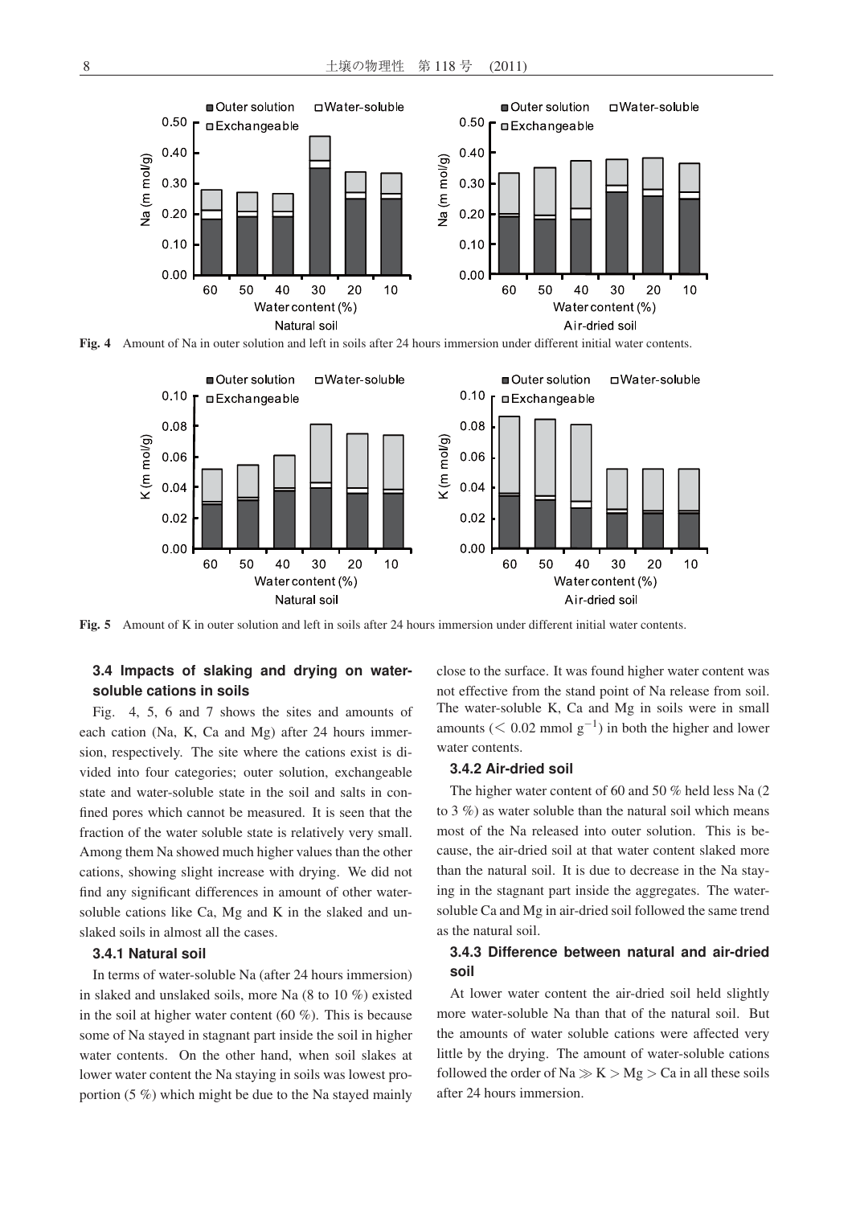Fig. 4 Amount of Na in outer solution and left in soils after 24 hours immersion under different initial water contents.

Fig. 5 Amount of K in outer solution and left in soils after 24 hours immersion under different initial water contents.

### 3.4 Impacts of slaking and drying on water-soluble cations in soils

Fig. 4, 5, 6 and 7 shows the sites and amounts of each cation (Na, K, Ca and Mg) after 24 hours immersion, respectively. The site where the cations exist is divided into four categories; outer solution, exchangeable state and water-soluble state in the soil and salts in confined pores which cannot be measured. It is seen that the fraction of the water soluble state is relatively very small. Among them Na showed much higher values than the other cations, showing slight increase with drying. We did not find any significant differences in amount of other water-soluble cations like Ca, Mg and K in the slaked and unslaked soils in almost all the cases.

#### 3.4.1 Natural soil

In terms of water-soluble Na (after 24 hours immersion) in slaked and unslaked soils, more Na (8 to 10 %) existed in the soil at higher water content (60 %). This is because some of Na stayed in stagnant part inside the soil in higher water contents. On the other hand, when soil slakes at lower water content the Na staying in soils was lowest proportion (5 %) which might be due to the Na stayed mainly close to the surface. It was found higher water content was not effective from the stand point of Na release from soil. The water-soluble K, Ca and Mg in soils were in small amounts ($< 0.02$ mmol $g^{-1}$) in both the higher and lower water contents.

#### 3.4.2 Air-dried soil

The higher water content of 60 and 50 % held less Na (2 to 3 %) as water soluble than the natural soil which means most of the Na released into outer solution. This is because, the air-dried soil at that water content slaked more than the natural soil. It is due to decrease in the Na staying in the stagnant part inside the aggregates. The water-soluble Ca and Mg in air-dried soil followed the same trend as the natural soil.

#### 3.4.3 Difference between natural and air-dried soil

At lower water content the air-dried soil held slightly more water-soluble Na than that of the natural soil. But the amounts of water soluble cations were affected very little by the drying. The amount of water-soluble cations followed the order of $Na \gg K > Mg > Ca$ in all these soils after 24 hours immersion.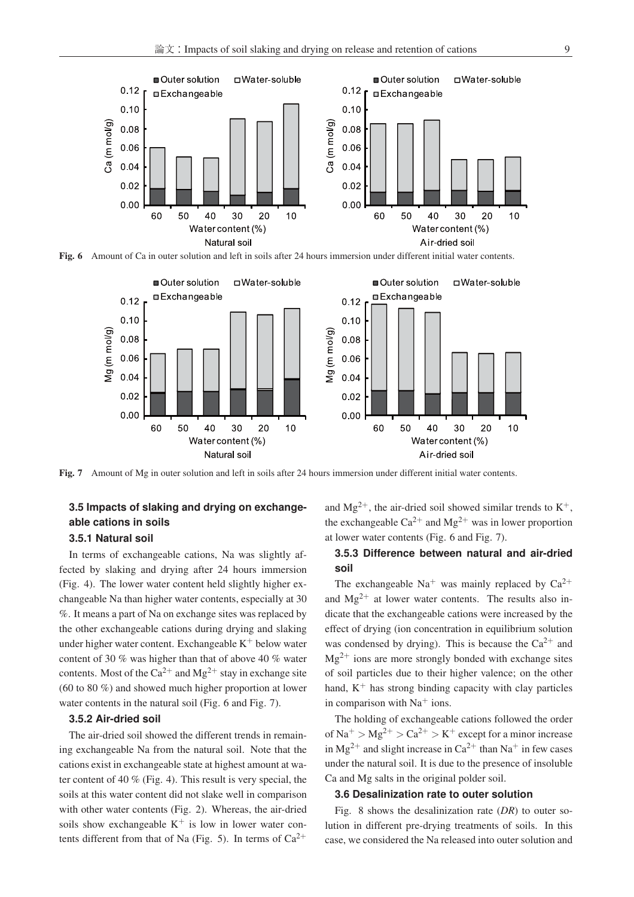**Fig. 6** Amount of Ca in outer solution and left in soils after 24 hours immersion under different initial water contents.

**Fig. 7** Amount of Mg in outer solution and left in soils after 24 hours immersion under different initial water contents.

### 3.5 Impacts of slaking and drying on exchangeable cations in soils

#### 3.5.1 Natural soil

In terms of exchangeable cations, Na was slightly affected by slaking and drying after 24 hours immersion (Fig. 4). The lower water content held slightly higher exchangeable Na than higher water contents, especially at 30 %. It means a part of Na on exchange sites was replaced by the other exchangeable cations during drying and slaking under higher water content. Exchangeable $K^+$ below water content of 30 % was higher than that of above 40 % water contents. Most of the $Ca^{2+}$ and $Mg^{2+}$ stay in exchange site (60 to 80 %) and showed much higher proportion at lower water contents in the natural soil (Fig. 6 and Fig. 7).

#### 3.5.2 Air-dried soil

The air-dried soil showed the different trends in remaining exchangeable Na from the natural soil. Note that the cations exist in exchangeable state at highest amount at water content of 40 % (Fig. 4). This result is very special, the soils at this water content did not slake well in comparison with other water contents (Fig. 2). Whereas, the air-dried soils show exchangeable $K^+$ is low in lower water contents different from that of Na (Fig. 5). In terms of $Ca^{2+}$ and $Mg^{2+}$, the air-dried soil showed similar trends to $K^+$, the exchangeable $Ca^{2+}$ and $Mg^{2+}$ was in lower proportion at lower water contents (Fig. 6 and Fig. 7).

#### 3.5.3 Difference between natural and air-dried soil

The exchangeable $Na^+$ was mainly replaced by $Ca^{2+}$ and $Mg^{2+}$ at lower water contents. The results also indicate that the exchangeable cations were increased by the effect of drying (ion concentration in equilibrium solution was condensed by drying). This is because the $Ca^{2+}$ and $Mg^{2+}$ ions are more strongly bonded with exchange sites of soil particles due to their higher valence; on the other hand, $K^+$ has strong binding capacity with clay particles in comparison with $Na^+$ ions.

The holding of exchangeable cations followed the order of $Na^+ > Mg^{2+} > Ca^{2+} > K^+$ except for a minor increase in $Mg^{2+}$ and slight increase in $Ca^{2+}$ than $Na^+$ in few cases under the natural soil. It is due to the presence of insoluble Ca and Mg salts in the original polder soil.

### 3.6 Desalinization rate to outer solution

Fig. 8 shows the desalinization rate (*DR*) to outer solution in different pre-drying treatments of soils. In this case, we considered the Na released into outer solution and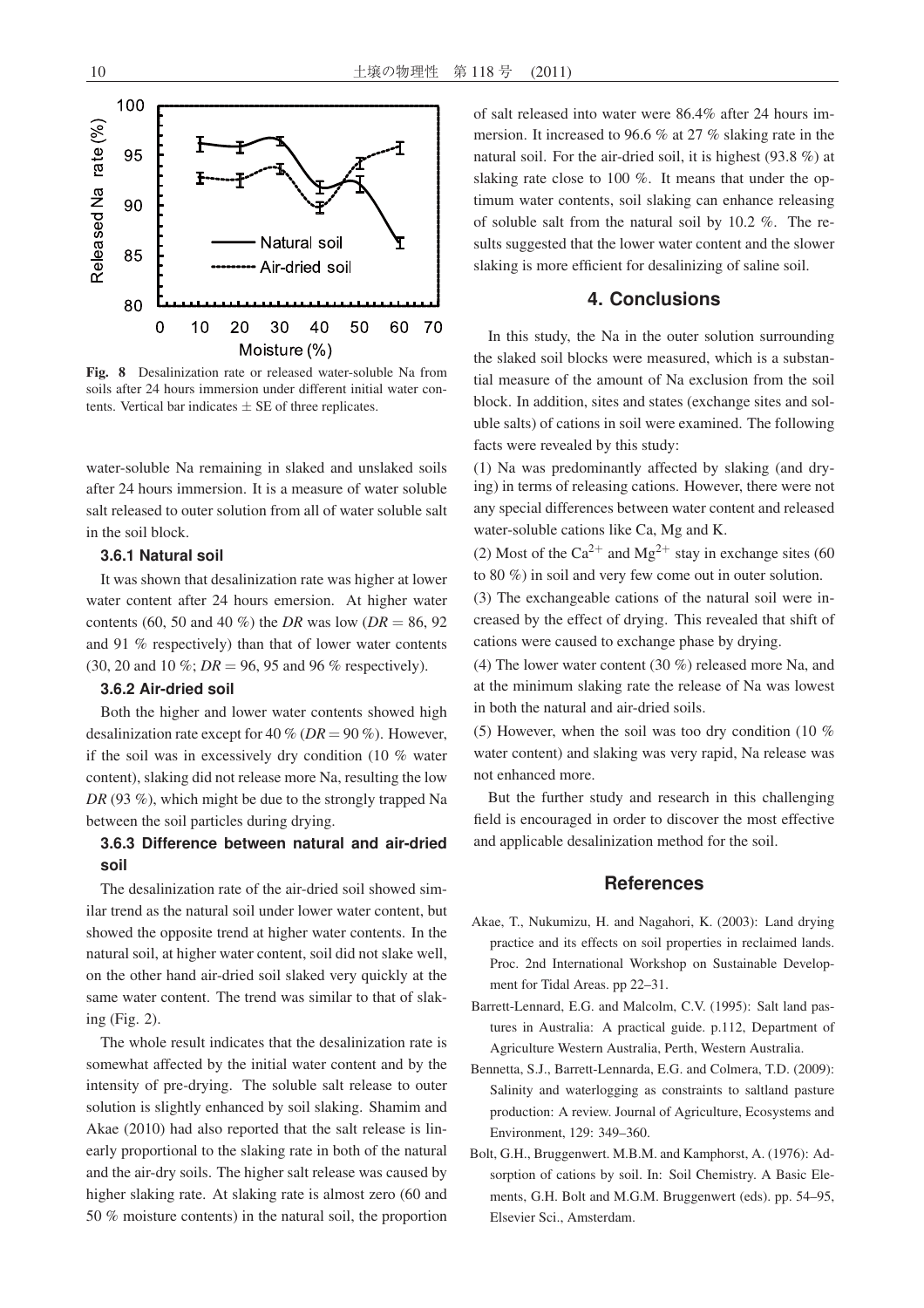**Fig. 8** Desalinization rate or released water-soluble Na from soils after 24 hours immersion under different initial water contents. Vertical bar indicates ± SE of three replicates.

water-soluble Na remaining in slaked and unslaked soils after 24 hours immersion. It is a measure of water soluble salt released to outer solution from all of water soluble salt in the soil block.

### 3.6.1 Natural soil

It was shown that desalinization rate was higher at lower water content after 24 hours emersion. At higher water contents (60, 50 and 40 %) the *DR* was low (*DR* = 86, 92 and 91 % respectively) than that of lower water contents (30, 20 and 10 %; *DR* = 96, 95 and 96 % respectively).

### 3.6.2 Air-dried soil

Both the higher and lower water contents showed high desalinization rate except for 40 % (*DR* = 90 %). However, if the soil was in excessively dry condition (10 % water content), slaking did not release more Na, resulting the low *DR* (93 %), which might be due to the strongly trapped Na between the soil particles during drying.

### 3.6.3 Difference between natural and air-dried soil

The desalinization rate of the air-dried soil showed similar trend as the natural soil under lower water content, but showed the opposite trend at higher water contents. In the natural soil, at higher water content, soil did not slake well, on the other hand air-dried soil slaked very quickly at the same water content. The trend was similar to that of slaking (Fig. 2).

The whole result indicates that the desalinization rate is somewhat affected by the initial water content and by the intensity of pre-drying. The soluble salt release to outer solution is slightly enhanced by soil slaking. Shamim and Akae (2010) had also reported that the salt release is linearly proportional to the slaking rate in both of the natural and the air-dry soils. The higher salt release was caused by higher slaking rate. At slaking rate is almost zero (60 and 50 % moisture contents) in the natural soil, the proportion of salt released into water were 86.4% after 24 hours immersion. It increased to 96.6 % at 27 % slaking rate in the natural soil. For the air-dried soil, it is highest (93.8 %) at slaking rate close to 100 %. It means that under the optimum water contents, soil slaking can enhance releasing of soluble salt from the natural soil by 10.2 %. The results suggested that the lower water content and the slower slaking is more efficient for desalinizing of saline soil.

## 4. Conclusions

In this study, the Na in the outer solution surrounding the slaked soil blocks were measured, which is a substantial measure of the amount of Na exclusion from the soil block. In addition, sites and states (exchange sites and soluble salts) of cations in soil were examined. The following facts were revealed by this study:

(1) Na was predominantly affected by slaking (and drying) in terms of releasing cations. However, there were not any special differences between water content and released water-soluble cations like Ca, Mg and K.

(2) Most of the $Ca^{2+}$ and $Mg^{2+}$ stay in exchange sites (60 to 80 %) in soil and very few come out in outer solution.

(3) The exchangeable cations of the natural soil were increased by the effect of drying. This revealed that shift of cations were caused to exchange phase by drying.

(4) The lower water content (30 %) released more Na, and at the minimum slaking rate the release of Na was lowest in both the natural and air-dried soils.

(5) However, when the soil was too dry condition (10 % water content) and slaking was very rapid, Na release was not enhanced more.

But the further study and research in this challenging field is encouraged in order to discover the most effective and applicable desalinization method for the soil.

## References

Akae, T., Nukumizu, H. and Nagahori, K. (2003): Land drying practice and its effects on soil properties in reclaimed lands. Proc. 2nd International Workshop on Sustainable Development for Tidal Areas. pp 22–31.

Barrett-Lennard, E.G. and Malcolm, C.V. (1995): Salt land pastures in Australia: A practical guide. p.112, Department of Agriculture Western Australia, Perth, Western Australia.

Bennetta, S.J., Barrett-Lennarda, E.G. and Colmera, T.D. (2009): Salinity and waterlogging as constraints to saltland pasture production: A review. Journal of Agriculture, Ecosystems and Environment, 129: 349–360.

Bolt, G.H., Bruggenwert. M.B.M. and Kamphorst, A. (1976): Adsorption of cations by soil. In: Soil Chemistry. A Basic Elements, G.H. Bolt and M.G.M. Bruggenwert (eds). pp. 54–95, Elsevier Sci., Amsterdam.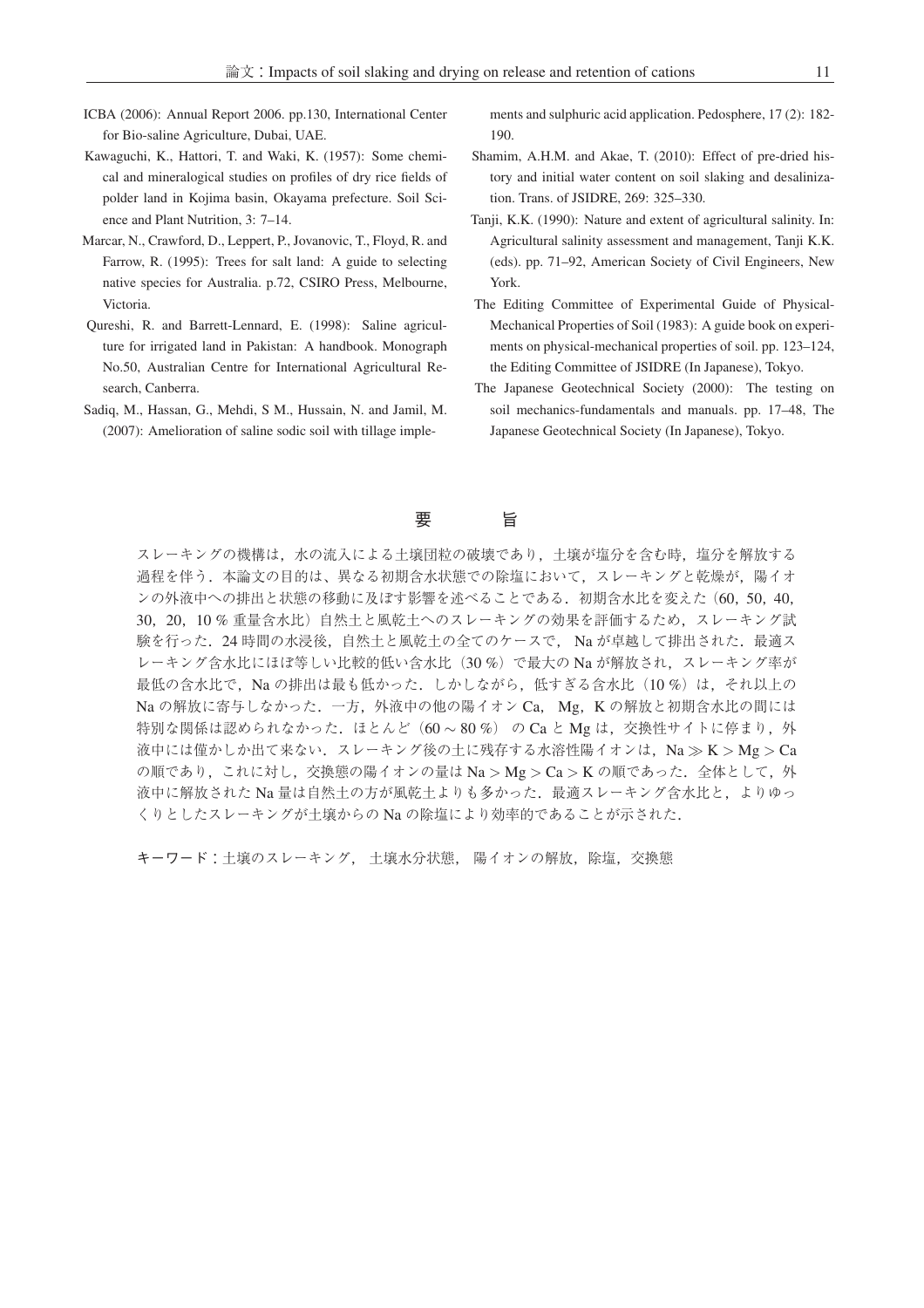ICBA (2006): Annual Report 2006. pp.130, International Center for Bio-saline Agriculture, Dubai, UAE.

Kawaguchi, K., Hattori, T. and Waki, K. (1957): Some chemical and mineralogical studies on profiles of dry rice fields of polder land in Kojima basin, Okayama prefecture. Soil Science and Plant Nutrition, 3: 7–14.

Marcar, N., Crawford, D., Leppert, P., Jovanovic, T., Floyd, R. and Farrow, R. (1995): Trees for salt land: A guide to selecting native species for Australia. p.72, CSIRO Press, Melbourne, Victoria.

Qureshi, R. and Barrett-Lennard, E. (1998): Saline agriculture for irrigated land in Pakistan: A handbook. Monograph No.50, Australian Centre for International Agricultural Research, Canberra.

Sadiq, M., Hassan, G., Mehdi, S M., Hussain, N. and Jamil, M. (2007): Amelioration of saline sodic soil with tillage implements and sulphuric acid application. Pedosphere, 17 (2): 182-190.

Shamim, A.H.M. and Akae, T. (2010): Effect of pre-dried history and initial water content on soil slaking and desalinization. Trans. of JSIDRE, 269: 325–330.

Tanji, K.K. (1990): Nature and extent of agricultural salinity. In: Agricultural salinity assessment and management, Tanji K.K. (eds). pp. 71–92, American Society of Civil Engineers, New York.

The Editing Committee of Experimental Guide of Physical-Mechanical Properties of Soil (1983): A guide book on experiments on physical-mechanical properties of soil. pp. 123–124, the Editing Committee of JSIDRE (In Japanese), Tokyo.

The Japanese Geotechnical Society (2000): The testing on soil mechanics-fundamentals and manuals. pp. 17–48, The Japanese Geotechnical Society (In Japanese), Tokyo.

## 要　旨

スレーキングの機構は，水の流入による土壌団粒の破壊であり，土壌が塩分を含む時，塩分を解放する過程を伴う．本論文の目的は、異なる初期含水状態での除塩において，スレーキングと乾燥が，陽イオンの外液中への排出と状態の移動に及ぼす影響を述べることである．初期含水比を変えた（60，50，40，30，20，10 % 重量含水比）自然土と風乾土へのスレーキングの効果を評価するため，スレーキング試験を行った．24 時間の水浸後，自然土と風乾土の全てのケースで，Na が卓越して排出された．最適スレーキング含水比にほぼ等しい比較的低い含水比（30 %）で最大の Na が解放され，スレーキング率が最低の含水比で，Na の排出は最も低かった．しかしながら，低すぎる含水比（10 %）は，それ以上の Na の解放に寄与しなかった．一方，外液中の他の陽イオン Ca，Mg，K の解放と初期含水比の間には特別な関係は認められなかった．ほとんど（60 ~ 80 %）の Ca と Mg は，交換性サイトに停まり，外液中には僅かしか出て来ない．スレーキング後の土に残存する水溶性陽イオンは，Na ≫ K > Mg > Ca の順であり，これに対し，交換態の陽イオンの量は Na > Mg > Ca > K の順であった．全体として，外液中に解放された Na 量は自然土の方が風乾土よりも多かった．最適スレーキング含水比と，よりゆっくりとしたスレーキングが土壌からの Na の除塩により効率的であることが示された．

キーワード：土壌のスレーキング，土壌水分状態，陽イオンの解放，除塩，交換態